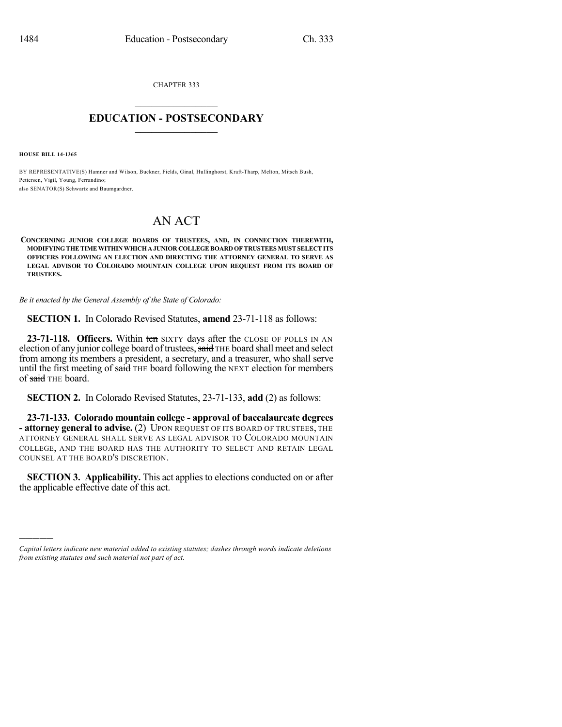CHAPTER 333

# EDUCATION - POSTSECONDARY

**HOUSE BILL 14-1365**

BY REPRESENTATIVE(S) Hamner and Wilson, Buckner, Fields, Ginal, Hullinghorst, Kraft-Tharp, Melton, Mitsch Bush, Pettersen, Vigil, Young, Ferrandino;
also SENATOR(S) Schwartz and Baumgardner.

# AN ACT

**CONCERNING JUNIOR COLLEGE BOARDS OF TRUSTEES, AND, IN CONNECTION THEREWITH, MODIFYING THE TIME WITHIN WHICH A JUNIOR COLLEGE BOARD OF TRUSTEES MUST SELECT ITS OFFICERS FOLLOWING AN ELECTION AND DIRECTING THE ATTORNEY GENERAL TO SERVE AS LEGAL ADVISOR TO COLORADO MOUNTAIN COLLEGE UPON REQUEST FROM ITS BOARD OF TRUSTEES.**

*Be it enacted by the General Assembly of the State of Colorado:*

**SECTION 1.** In Colorado Revised Statutes, **amend** 23-71-118 as follows:

**23-71-118. Officers.** Within ~~ten~~ SIXTY days after the CLOSE OF POLLS IN AN election of any junior college board of trustees, ~~said~~ THE board shall meet and select from among its members a president, a secretary, and a treasurer, who shall serve until the first meeting of ~~said~~ THE board following the NEXT election for members of ~~said~~ THE board.

**SECTION 2.** In Colorado Revised Statutes, 23-71-133, **add** (2) as follows:

**23-71-133. Colorado mountain college - approval of baccalaureate degrees - attorney general to advise.** (2) UPON REQUEST OF ITS BOARD OF TRUSTEES, THE ATTORNEY GENERAL SHALL SERVE AS LEGAL ADVISOR TO COLORADO MOUNTAIN COLLEGE, AND THE BOARD HAS THE AUTHORITY TO SELECT AND RETAIN LEGAL COUNSEL AT THE BOARD'S DISCRETION.

**SECTION 3. Applicability.** This act applies to elections conducted on or after the applicable effective date of this act.

---

*Capital letters indicate new material added to existing statutes; dashes through words indicate deletions from existing statutes and such material not part of act.*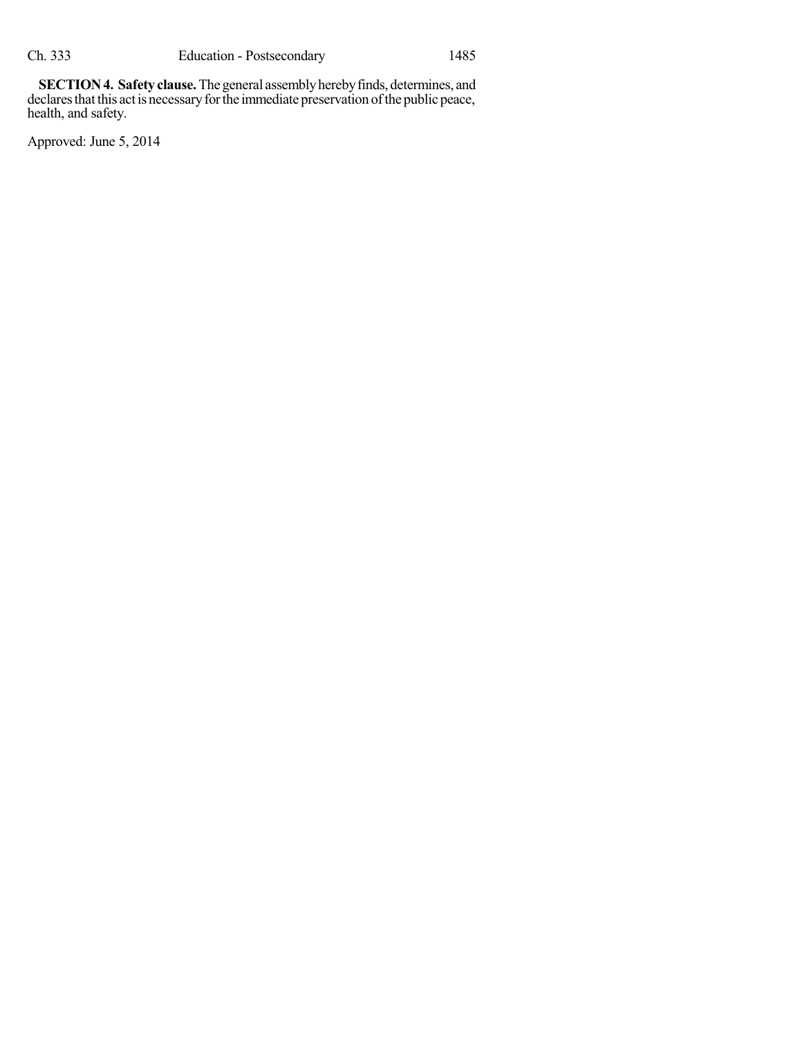**SECTION 4. Safety clause.** The general assembly hereby finds, determines, and declares that this act is necessary for the immediate preservation of the public peace, health, and safety.

Approved: June 5, 2014